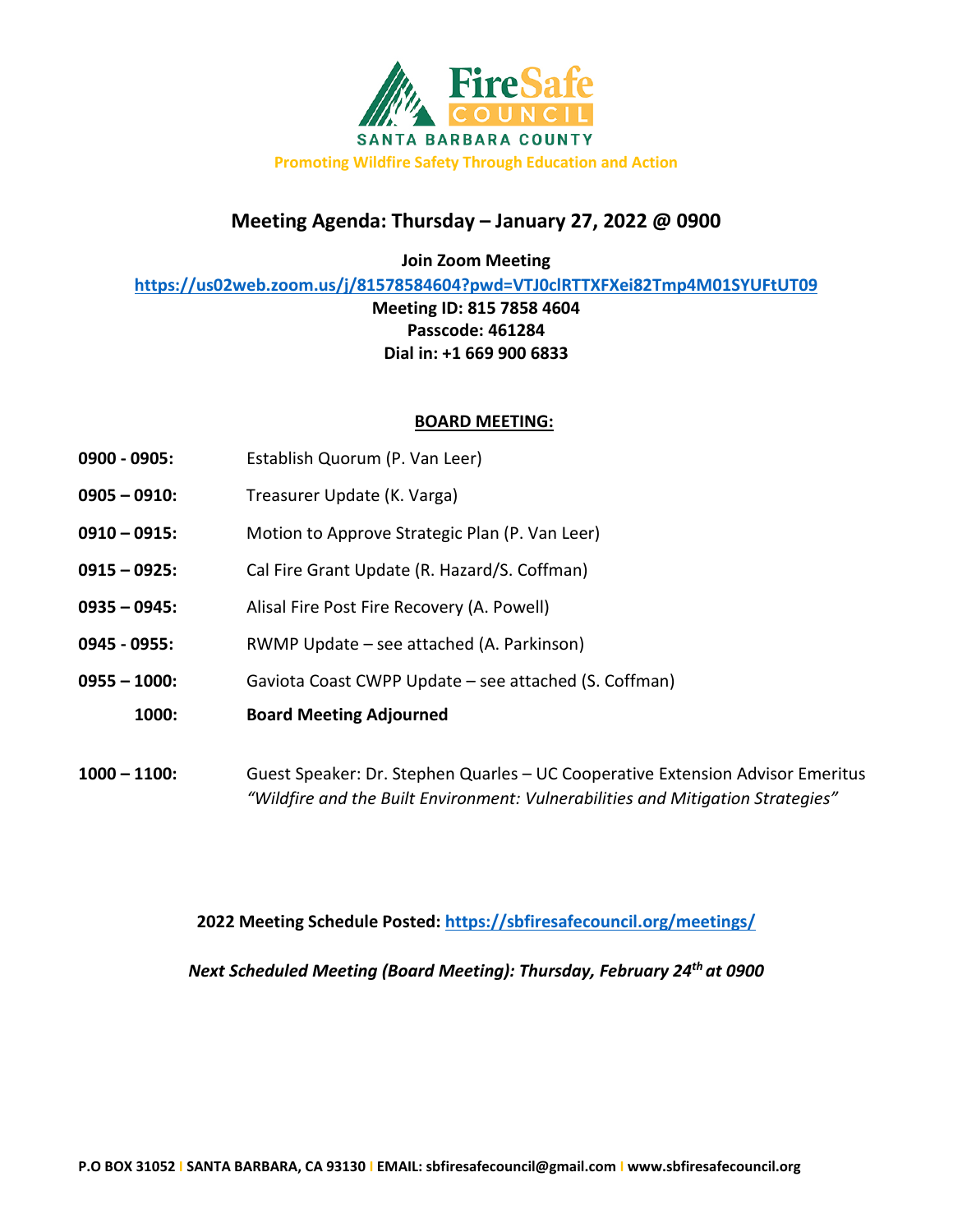FireSafe COUNCIL

SANTA BARBARA COUNTY

Promoting Wildfire Safety Through Education and Action

## Meeting Agenda: Thursday – January 27, 2022 @ 0900

**Join Zoom Meeting**

**https://us02web.zoom.us/j/81578584604?pwd=VTJ0clRTTXFXei82Tmp4M01SYUFtUT09**

**Meeting ID: 815 7858 4604**

**Passcode: 461284**

**Dial in: +1 669 900 6833**

### BOARD MEETING:

**0900 - 0905:** Establish Quorum (P. Van Leer)

**0905 – 0910:** Treasurer Update (K. Varga)

**0910 – 0915:** Motion to Approve Strategic Plan (P. Van Leer)

**0915 – 0925:** Cal Fire Grant Update (R. Hazard/S. Coffman)

**0935 – 0945:** Alisal Fire Post Fire Recovery (A. Powell)

**0945 - 0955:** RWMP Update – see attached (A. Parkinson)

**0955 – 1000:** Gaviota Coast CWPP Update – see attached (S. Coffman)

**1000:** **Board Meeting Adjourned**

**1000 – 1100:** Guest Speaker: Dr. Stephen Quarles – UC Cooperative Extension Advisor Emeritus
*"Wildfire and the Built Environment: Vulnerabilities and Mitigation Strategies"*

**2022 Meeting Schedule Posted: https://sbfiresafecouncil.org/meetings/**

***Next Scheduled Meeting (Board Meeting): Thursday, February 24th at 0900***

**P.O BOX 31052 | SANTA BARBARA, CA 93130 | EMAIL: sbfiresafecouncil@gmail.com | www.sbfiresafecouncil.org**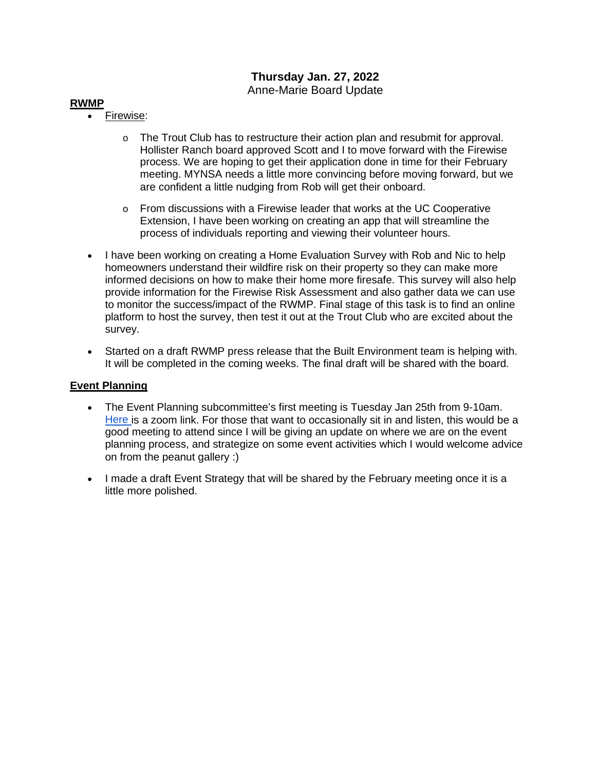**Thursday Jan. 27, 2022**

Anne-Marie Board Update

**RWMP**

- Firewise:
  - The Trout Club has to restructure their action plan and resubmit for approval. Hollister Ranch board approved Scott and I to move forward with the Firewise process. We are hoping to get their application done in time for their February meeting. MYNSA needs a little more convincing before moving forward, but we are confident a little nudging from Rob will get their onboard.
  - From discussions with a Firewise leader that works at the UC Cooperative Extension, I have been working on creating an app that will streamline the process of individuals reporting and viewing their volunteer hours.
- I have been working on creating a Home Evaluation Survey with Rob and Nic to help homeowners understand their wildfire risk on their property so they can make more informed decisions on how to make their home more firesafe. This survey will also help provide information for the Firewise Risk Assessment and also gather data we can use to monitor the success/impact of the RWMP. Final stage of this task is to find an online platform to host the survey, then test it out at the Trout Club who are excited about the survey.
- Started on a draft RWMP press release that the Built Environment team is helping with. It will be completed in the coming weeks. The final draft will be shared with the board.

**Event Planning**

- The Event Planning subcommittee's first meeting is Tuesday Jan 25th from 9-10am. Here is a zoom link. For those that want to occasionally sit in and listen, this would be a good meeting to attend since I will be giving an update on where we are on the event planning process, and strategize on some event activities which I would welcome advice on from the peanut gallery :)
- I made a draft Event Strategy that will be shared by the February meeting once it is a little more polished.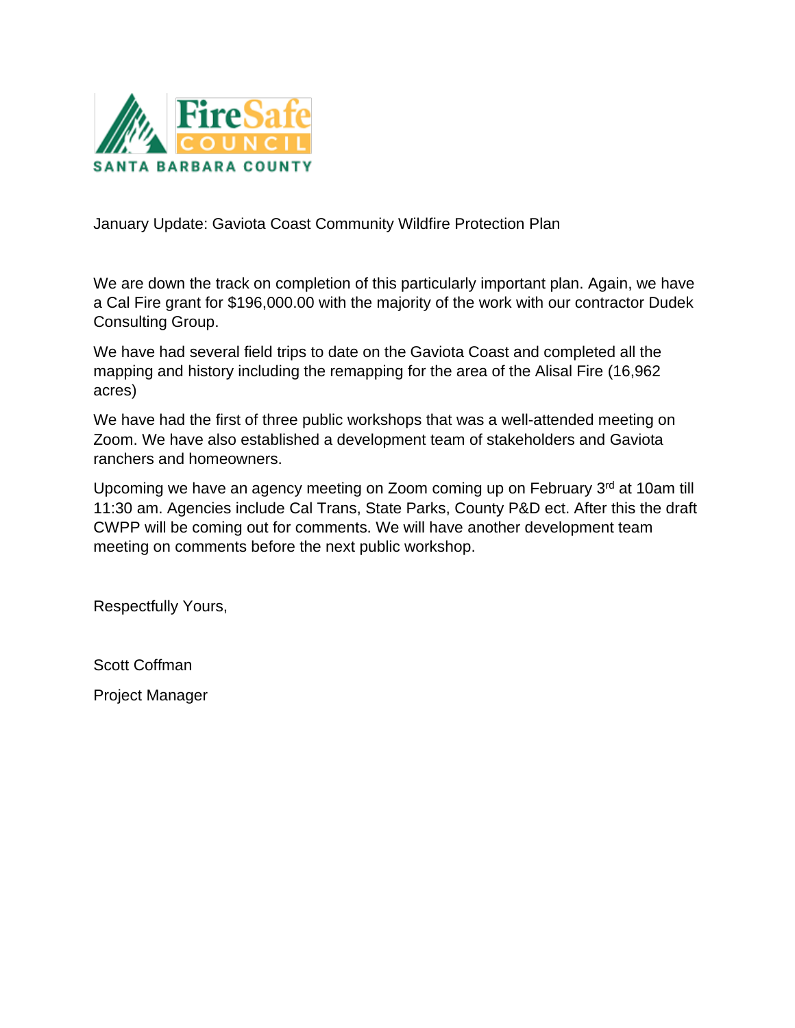FireSafe COUNCIL
SANTA BARBARA COUNTY

January Update: Gaviota Coast Community Wildfire Protection Plan

We are down the track on completion of this particularly important plan. Again, we have a Cal Fire grant for $196,000.00 with the majority of the work with our contractor Dudek Consulting Group.

We have had several field trips to date on the Gaviota Coast and completed all the mapping and history including the remapping for the area of the Alisal Fire (16,962 acres)

We have had the first of three public workshops that was a well-attended meeting on Zoom. We have also established a development team of stakeholders and Gaviota ranchers and homeowners.

Upcoming we have an agency meeting on Zoom coming up on February 3rd at 10am till 11:30 am. Agencies include Cal Trans, State Parks, County P&D ect. After this the draft CWPP will be coming out for comments. We will have another development team meeting on comments before the next public workshop.

Respectfully Yours,

Scott Coffman

Project Manager